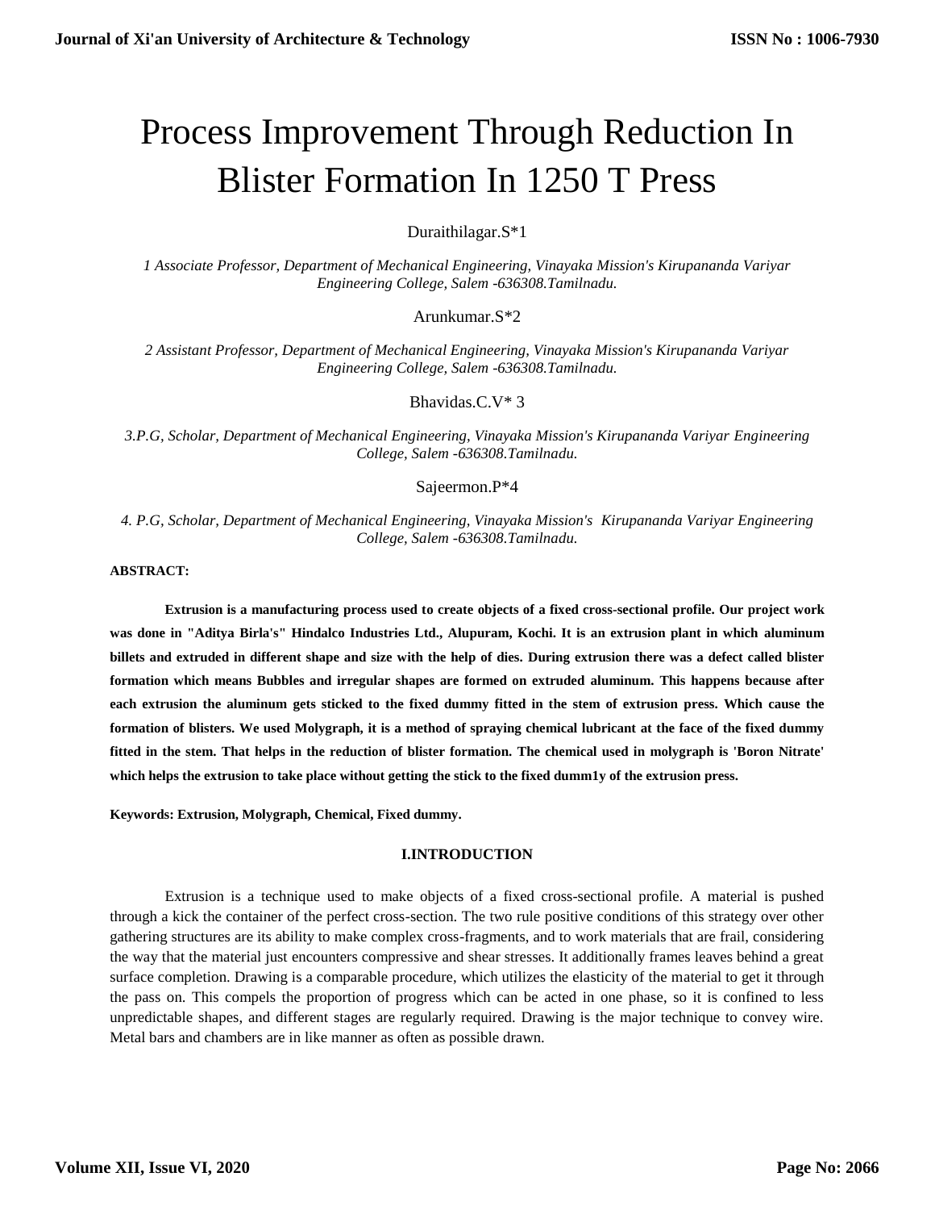# Process Improvement Through Reduction In Blister Formation In 1250 T Press

Duraithilagar.S*1

*1 Associate Professor, Department of Mechanical Engineering, Vinayaka Mission's Kirupananda Variyar Engineering College, Salem -636308.Tamilnadu.*

Arunkumar.S*2

*2 Assistant Professor, Department of Mechanical Engineering, Vinayaka Mission's Kirupananda Variyar Engineering College, Salem -636308.Tamilnadu.*

Bhavidas.C.V* 3

*3.P.G, Scholar, Department of Mechanical Engineering, Vinayaka Mission's Kirupananda Variyar Engineering College, Salem -636308.Tamilnadu.*

Sajeermon.P*4

*4. P.G, Scholar, Department of Mechanical Engineering, Vinayaka Mission's Kirupananda Variyar Engineering College, Salem -636308.Tamilnadu.*

**ABSTRACT:**

**Extrusion is a manufacturing process used to create objects of a fixed cross-sectional profile. Our project work was done in "Aditya Birla's" Hindalco Industries Ltd., Alupuram, Kochi. It is an extrusion plant in which aluminum billets and extruded in different shape and size with the help of dies. During extrusion there was a defect called blister formation which means Bubbles and irregular shapes are formed on extruded aluminum. This happens because after each extrusion the aluminum gets sticked to the fixed dummy fitted in the stem of extrusion press. Which cause the formation of blisters. We used Molygraph, it is a method of spraying chemical lubricant at the face of the fixed dummy fitted in the stem. That helps in the reduction of blister formation. The chemical used in molygraph is 'Boron Nitrate' which helps the extrusion to take place without getting the stick to the fixed dumm1y of the extrusion press.**

**Keywords: Extrusion, Molygraph, Chemical, Fixed dummy.**

## I.INTRODUCTION

Extrusion is a technique used to make objects of a fixed cross-sectional profile. A material is pushed through a kick the container of the perfect cross-section. The two rule positive conditions of this strategy over other gathering structures are its ability to make complex cross-fragments, and to work materials that are frail, considering the way that the material just encounters compressive and shear stresses. It additionally frames leaves behind a great surface completion. Drawing is a comparable procedure, which utilizes the elasticity of the material to get it through the pass on. This compels the proportion of progress which can be acted in one phase, so it is confined to less unpredictable shapes, and different stages are regularly required. Drawing is the major technique to convey wire. Metal bars and chambers are in like manner as often as possible drawn.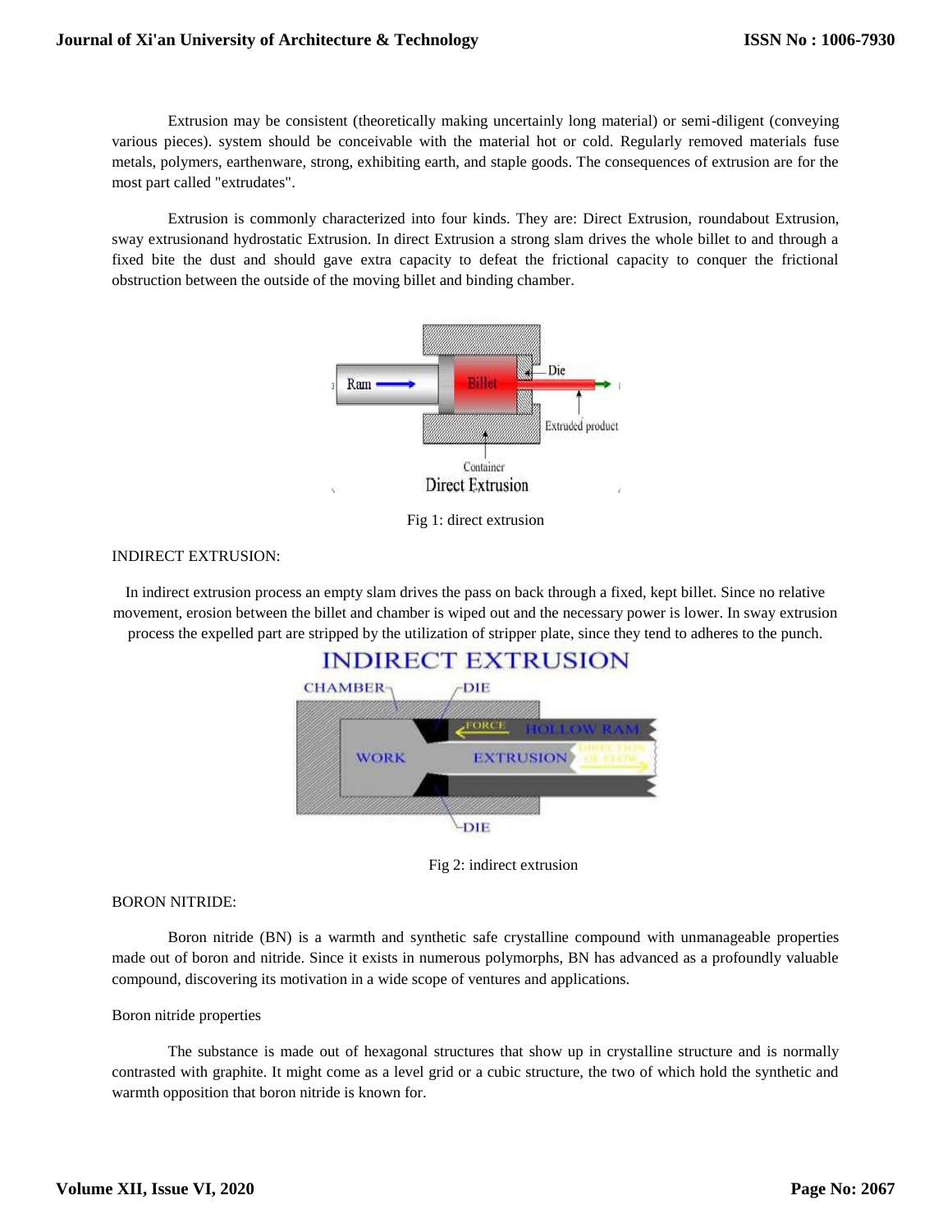Extrusion may be consistent (theoretically making uncertainly long material) or semi-diligent (conveying various pieces). system should be conceivable with the material hot or cold. Regularly removed materials fuse metals, polymers, earthenware, strong, exhibiting earth, and staple goods. The consequences of extrusion are for the most part called "extrudates".

Extrusion is commonly characterized into four kinds. They are: Direct Extrusion, roundabout Extrusion, sway extrusionand hydrostatic Extrusion. In direct Extrusion a strong slam drives the whole billet to and through a fixed bite the dust and should gave extra capacity to defeat the frictional capacity to conquer the frictional obstruction between the outside of the moving billet and binding chamber.

Fig 1: direct extrusion

INDIRECT EXTRUSION:

In indirect extrusion process an empty slam drives the pass on back through a fixed, kept billet. Since no relative movement, erosion between the billet and chamber is wiped out and the necessary power is lower. In sway extrusion process the expelled part are stripped by the utilization of stripper plate, since they tend to adheres to the punch.

Fig 2: indirect extrusion

BORON NITRIDE:

Boron nitride (BN) is a warmth and synthetic safe crystalline compound with unmanageable properties made out of boron and nitride. Since it exists in numerous polymorphs, BN has advanced as a profoundly valuable compound, discovering its motivation in a wide scope of ventures and applications.

Boron nitride properties

The substance is made out of hexagonal structures that show up in crystalline structure and is normally contrasted with graphite. It might come as a level grid or a cubic structure, the two of which hold the synthetic and warmth opposition that boron nitride is known for.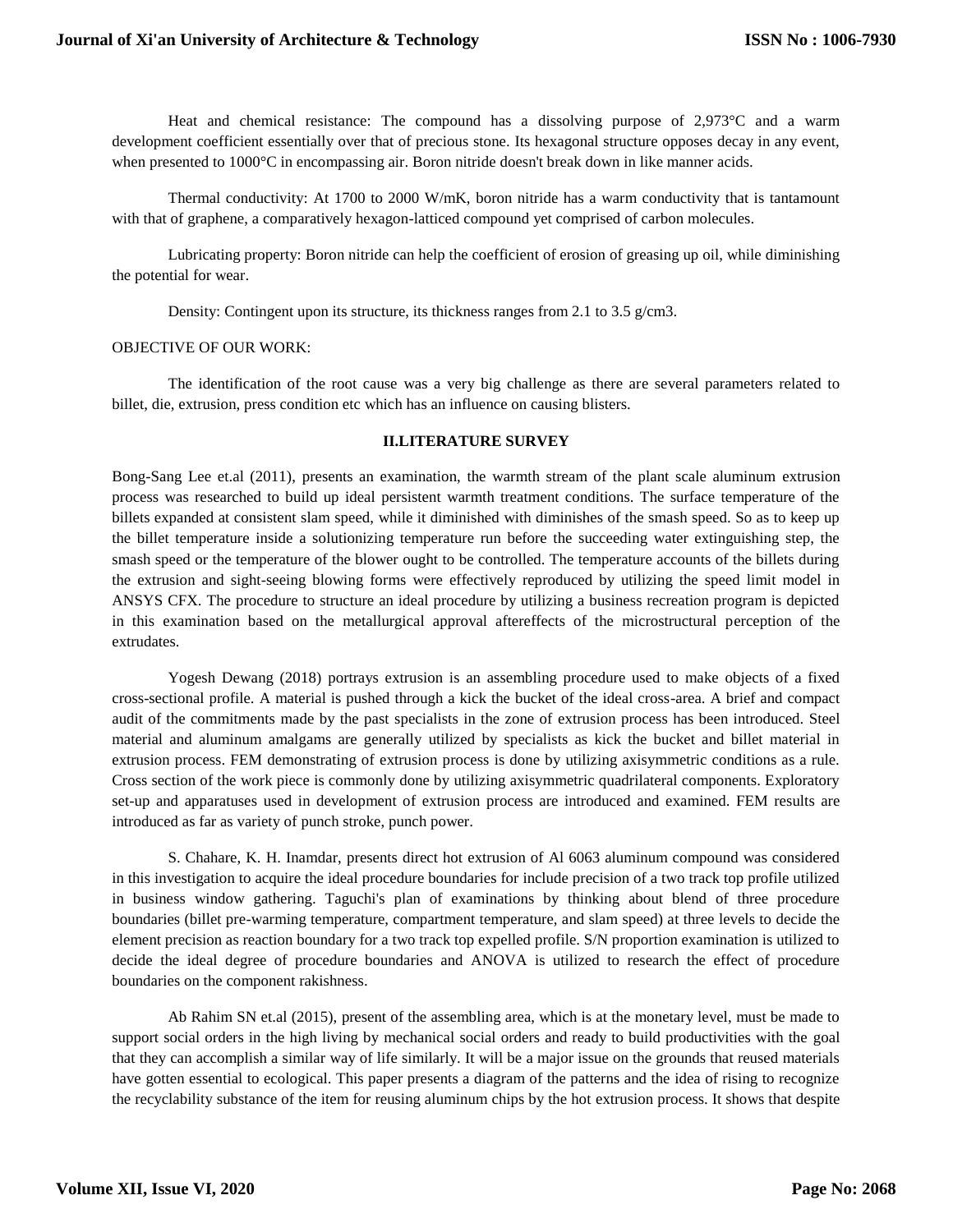Heat and chemical resistance: The compound has a dissolving purpose of 2,973°C and a warm development coefficient essentially over that of precious stone. Its hexagonal structure opposes decay in any event, when presented to 1000°C in encompassing air. Boron nitride doesn't break down in like manner acids.

Thermal conductivity: At 1700 to 2000 W/mK, boron nitride has a warm conductivity that is tantamount with that of graphene, a comparatively hexagon-latticed compound yet comprised of carbon molecules.

Lubricating property: Boron nitride can help the coefficient of erosion of greasing up oil, while diminishing the potential for wear.

Density: Contingent upon its structure, its thickness ranges from 2.1 to 3.5 g/cm3.

OBJECTIVE OF OUR WORK:

The identification of the root cause was a very big challenge as there are several parameters related to billet, die, extrusion, press condition etc which has an influence on causing blisters.

## II.LITERATURE SURVEY

Bong-Sang Lee et.al (2011), presents an examination, the warmth stream of the plant scale aluminum extrusion process was researched to build up ideal persistent warmth treatment conditions. The surface temperature of the billets expanded at consistent slam speed, while it diminished with diminishes of the smash speed. So as to keep up the billet temperature inside a solutionizing temperature run before the succeeding water extinguishing step, the smash speed or the temperature of the blower ought to be controlled. The temperature accounts of the billets during the extrusion and sight-seeing blowing forms were effectively reproduced by utilizing the speed limit model in ANSYS CFX. The procedure to structure an ideal procedure by utilizing a business recreation program is depicted in this examination based on the metallurgical approval aftereffects of the microstructural perception of the extrudates.

Yogesh Dewang (2018) portrays extrusion is an assembling procedure used to make objects of a fixed cross-sectional profile. A material is pushed through a kick the bucket of the ideal cross-area. A brief and compact audit of the commitments made by the past specialists in the zone of extrusion process has been introduced. Steel material and aluminum amalgams are generally utilized by specialists as kick the bucket and billet material in extrusion process. FEM demonstrating of extrusion process is done by utilizing axisymmetric conditions as a rule. Cross section of the work piece is commonly done by utilizing axisymmetric quadrilateral components. Exploratory set-up and apparatuses used in development of extrusion process are introduced and examined. FEM results are introduced as far as variety of punch stroke, punch power.

S. Chahare, K. H. Inamdar, presents direct hot extrusion of Al 6063 aluminum compound was considered in this investigation to acquire the ideal procedure boundaries for include precision of a two track top profile utilized in business window gathering. Taguchi's plan of examinations by thinking about blend of three procedure boundaries (billet pre-warming temperature, compartment temperature, and slam speed) at three levels to decide the element precision as reaction boundary for a two track top expelled profile. S/N proportion examination is utilized to decide the ideal degree of procedure boundaries and ANOVA is utilized to research the effect of procedure boundaries on the component rakishness.

Ab Rahim SN et.al (2015), present of the assembling area, which is at the monetary level, must be made to support social orders in the high living by mechanical social orders and ready to build productivities with the goal that they can accomplish a similar way of life similarly. It will be a major issue on the grounds that reused materials have gotten essential to ecological. This paper presents a diagram of the patterns and the idea of rising to recognize the recyclability substance of the item for reusing aluminum chips by the hot extrusion process. It shows that despite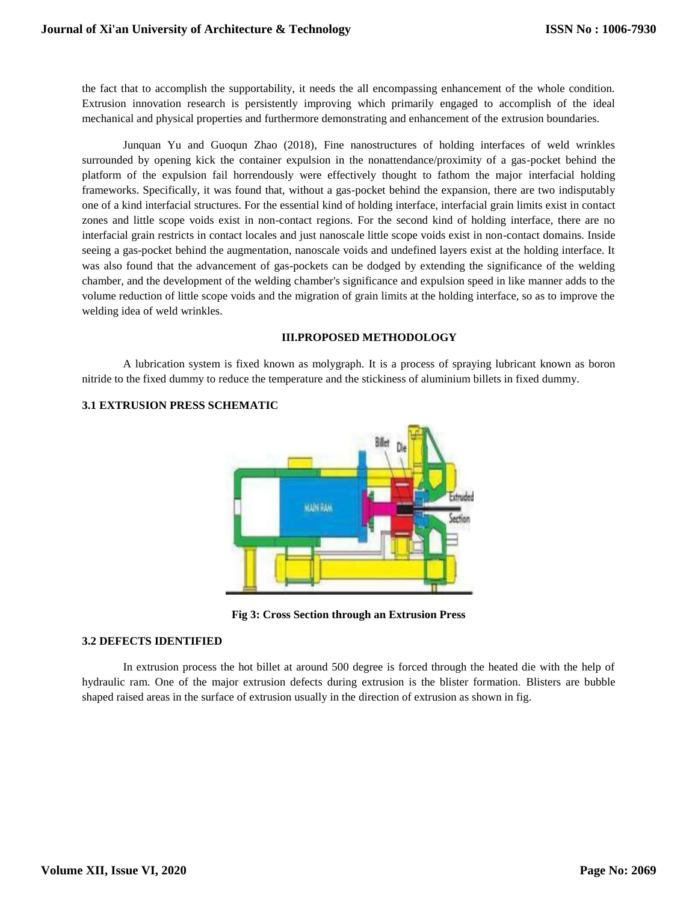the fact that to accomplish the supportability, it needs the all encompassing enhancement of the whole condition. Extrusion innovation research is persistently improving which primarily engaged to accomplish of the ideal mechanical and physical properties and furthermore demonstrating and enhancement of the extrusion boundaries.

Junquan Yu and Guoqun Zhao (2018), Fine nanostructures of holding interfaces of weld wrinkles surrounded by opening kick the container expulsion in the nonattendance/proximity of a gas-pocket behind the platform of the expulsion fail horrendously were effectively thought to fathom the major interfacial holding frameworks. Specifically, it was found that, without a gas-pocket behind the expansion, there are two indisputably one of a kind interfacial structures. For the essential kind of holding interface, interfacial grain limits exist in contact zones and little scope voids exist in non-contact regions. For the second kind of holding interface, there are no interfacial grain restricts in contact locales and just nanoscale little scope voids exist in non-contact domains. Inside seeing a gas-pocket behind the augmentation, nanoscale voids and undefined layers exist at the holding interface. It was also found that the advancement of gas-pockets can be dodged by extending the significance of the welding chamber, and the development of the welding chamber's significance and expulsion speed in like manner adds to the volume reduction of little scope voids and the migration of grain limits at the holding interface, so as to improve the welding idea of weld wrinkles.

## III.PROPOSED METHODOLOGY

A lubrication system is fixed known as molygraph. It is a process of spraying lubricant known as boron nitride to the fixed dummy to reduce the temperature and the stickiness of aluminium billets in fixed dummy.

### 3.1 EXTRUSION PRESS SCHEMATIC

**Fig 3: Cross Section through an Extrusion Press**

### 3.2 DEFECTS IDENTIFIED

In extrusion process the hot billet at around 500 degree is forced through the heated die with the help of hydraulic ram. One of the major extrusion defects during extrusion is the blister formation. Blisters are bubble shaped raised areas in the surface of extrusion usually in the direction of extrusion as shown in fig.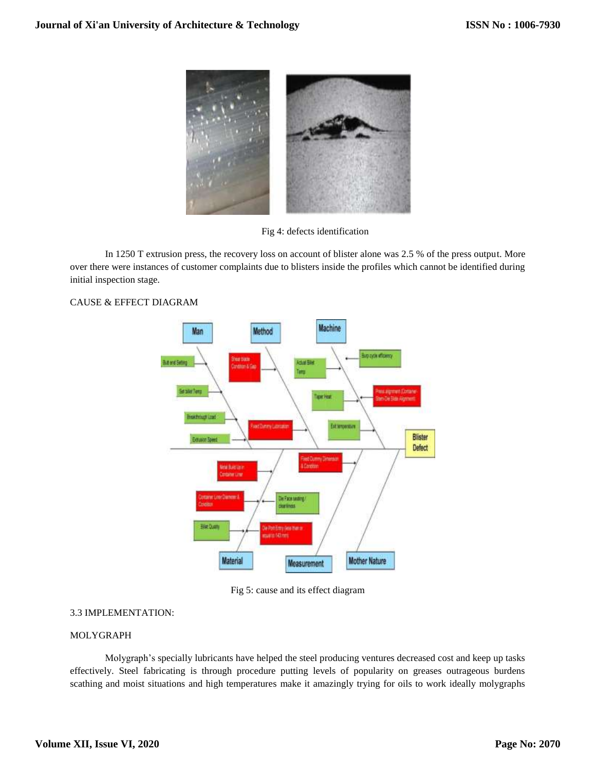Fig 4: defects identification

In 1250 T extrusion press, the recovery loss on account of blister alone was 2.5 % of the press output. More over there were instances of customer complaints due to blisters inside the profiles which cannot be identified during initial inspection stage.

CAUSE & EFFECT DIAGRAM

Fig 5: cause and its effect diagram

3.3 IMPLEMENTATION:

MOLYGRAPH

Molygraph's specially lubricants have helped the steel producing ventures decreased cost and keep up tasks effectively. Steel fabricating is through procedure putting levels of popularity on greases outrageous burdens scathing and moist situations and high temperatures make it amazingly trying for oils to work ideally molygraphs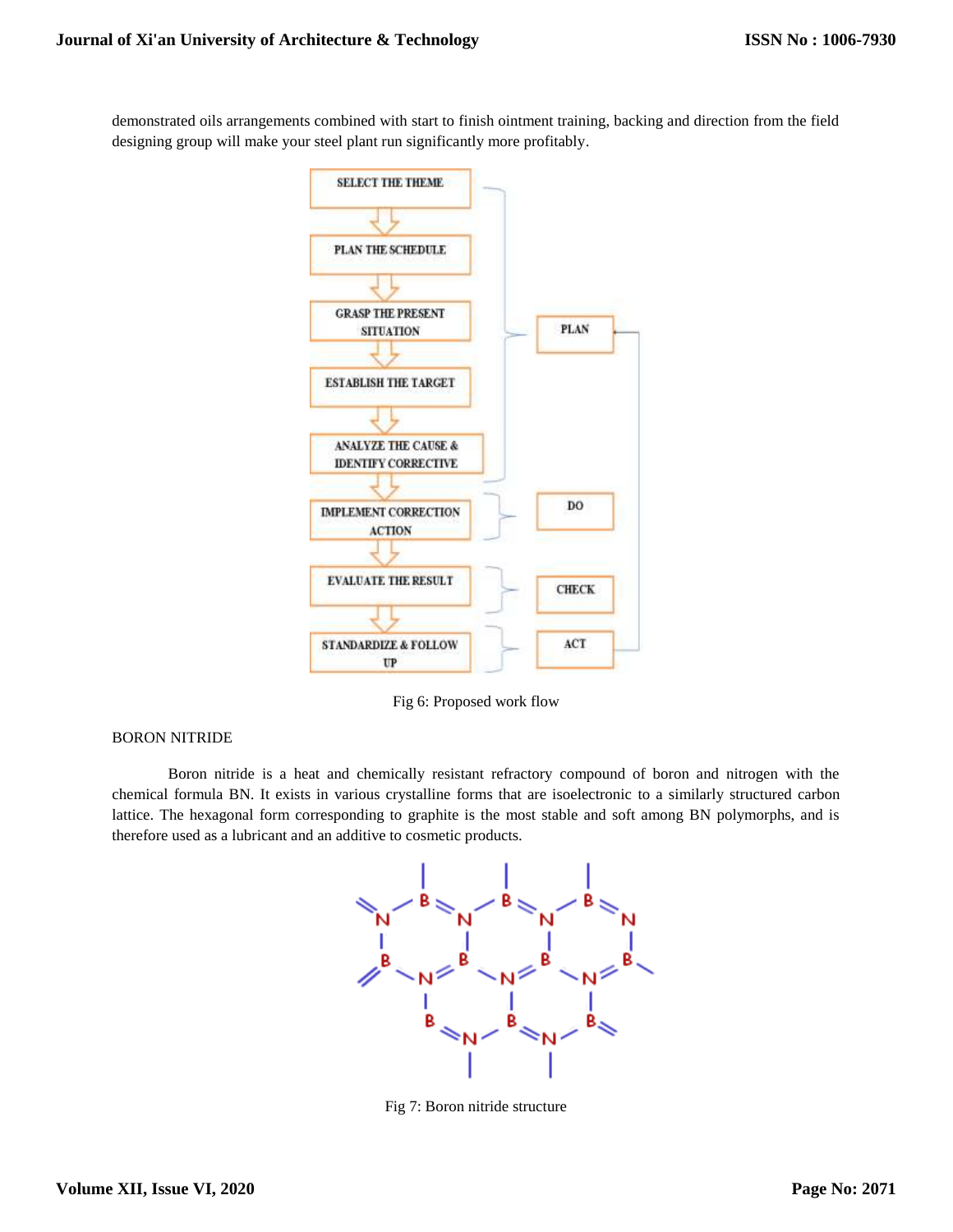demonstrated oils arrangements combined with start to finish ointment training, backing and direction from the field designing group will make your steel plant run significantly more profitably.

Fig 6: Proposed work flow

BORON NITRIDE

Boron nitride is a heat and chemically resistant refractory compound of boron and nitrogen with the chemical formula BN. It exists in various crystalline forms that are isoelectronic to a similarly structured carbon lattice. The hexagonal form corresponding to graphite is the most stable and soft among BN polymorphs, and is therefore used as a lubricant and an additive to cosmetic products.

Fig 7: Boron nitride structure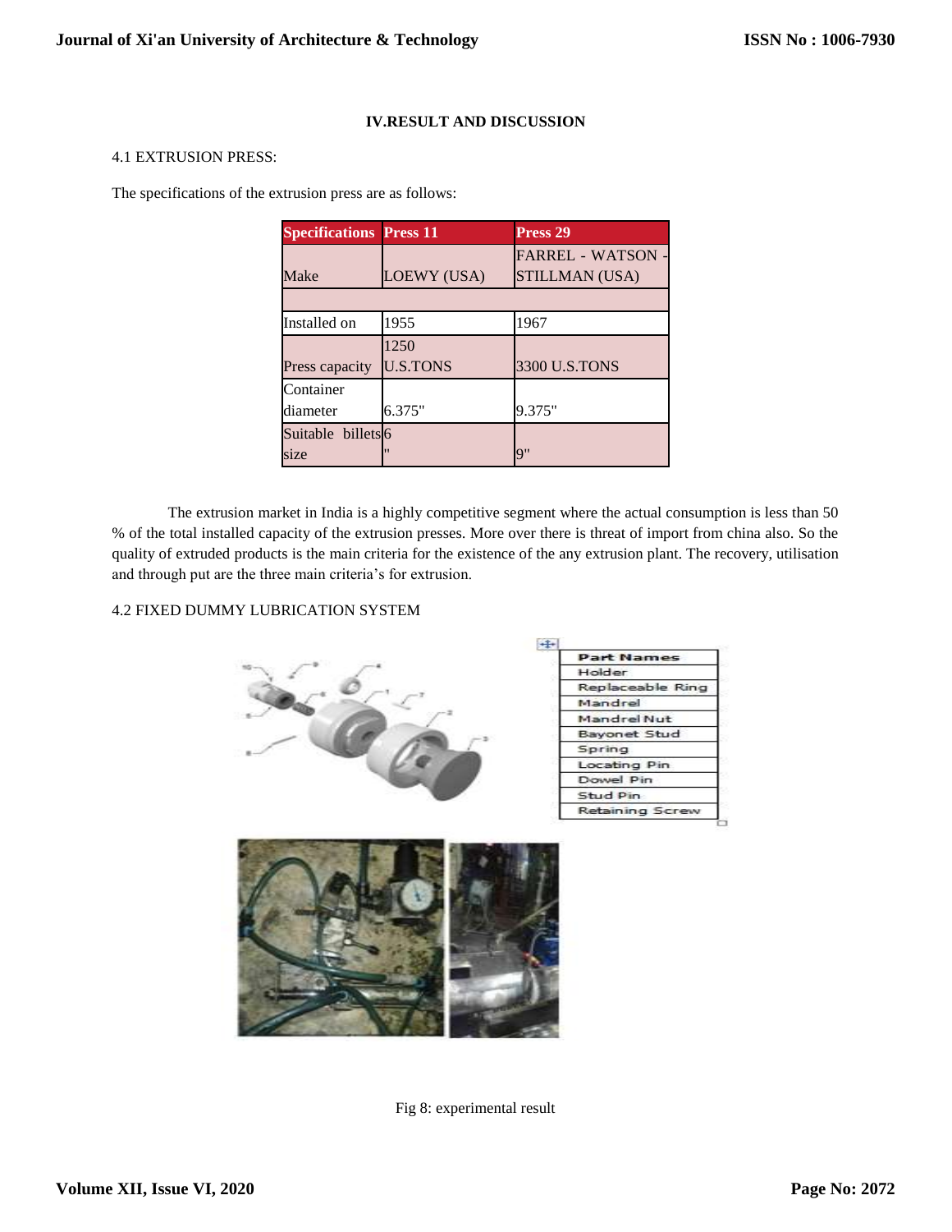## IV.RESULT AND DISCUSSION

### 4.1 EXTRUSION PRESS:

The specifications of the extrusion press are as follows:

| Specifications | Press 11 | Press 29 |
|---|---|---|
| Make | LOEWY (USA) | FARREL - WATSON - STILLMAN (USA) |
| | | |
| Installed on | 1955 | 1967 |
| Press capacity | 1250 U.S.TONS | 3300 U.S.TONS |
| Container diameter | 6.375" | 9.375" |
| Suitable billets size | 6 " | 9" |

The extrusion market in India is a highly competitive segment where the actual consumption is less than 50 % of the total installed capacity of the extrusion presses. More over there is threat of import from china also. So the quality of extruded products is the main criteria for the existence of the any extrusion plant. The recovery, utilisation and through put are the three main criteria's for extrusion.

### 4.2 FIXED DUMMY LUBRICATION SYSTEM

| Part Names |
|---|
| Holder |
| Replaceable Ring |
| Mandrel |
| Mandrel Nut |
| Bayonet Stud |
| Spring |
| Locating Pin |
| Dowel Pin |
| Stud Pin |
| Retaining Screw |

Fig 8: experimental result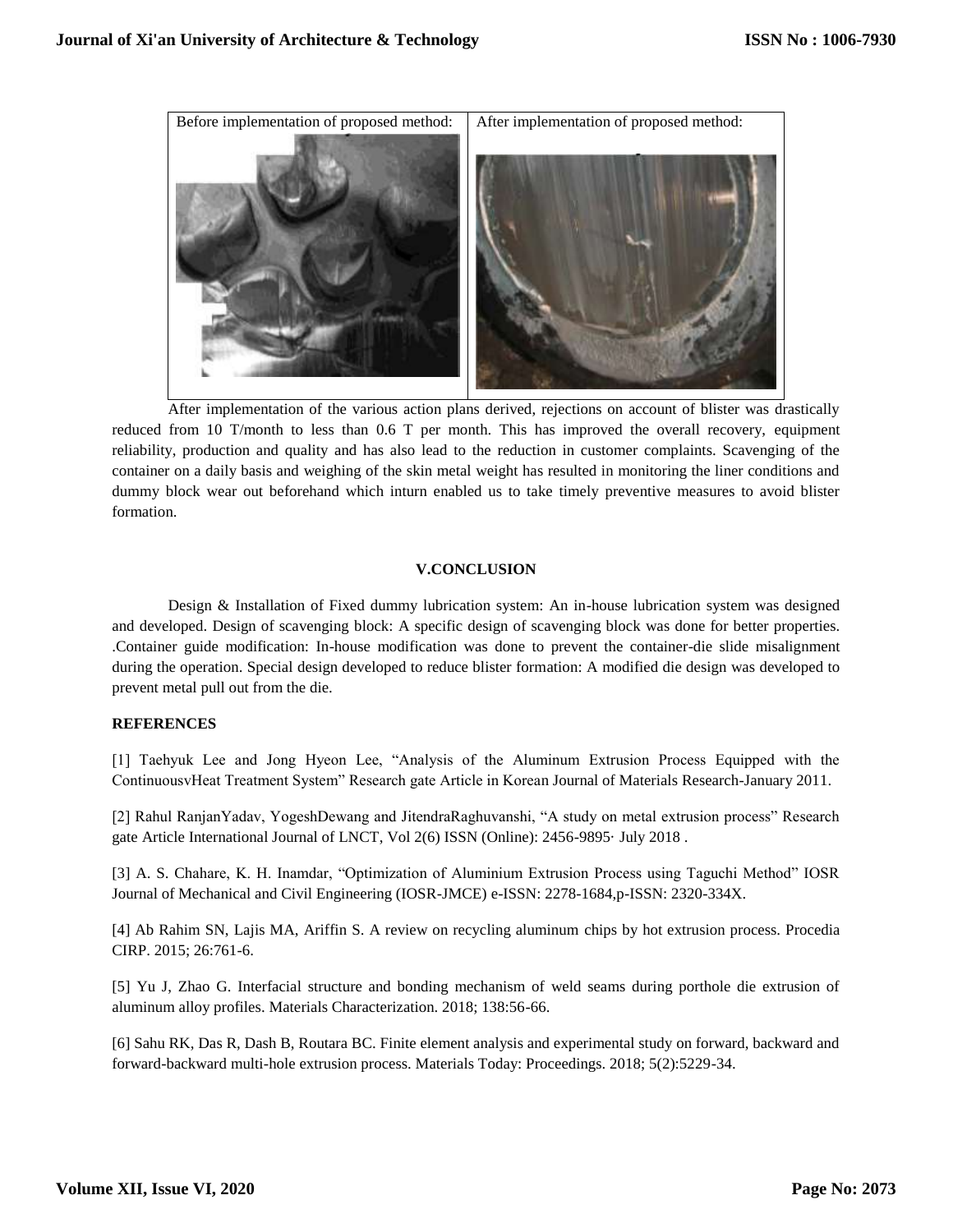| Before implementation of proposed method: | After implementation of proposed method: |
| --- | --- |
| | |

After implementation of the various action plans derived, rejections on account of blister was drastically reduced from 10 T/month to less than 0.6 T per month. This has improved the overall recovery, equipment reliability, production and quality and has also lead to the reduction in customer complaints. Scavenging of the container on a daily basis and weighing of the skin metal weight has resulted in monitoring the liner conditions and dummy block wear out beforehand which inturn enabled us to take timely preventive measures to avoid blister formation.

## V.CONCLUSION

Design & Installation of Fixed dummy lubrication system: An in-house lubrication system was designed and developed. Design of scavenging block: A specific design of scavenging block was done for better properties. .Container guide modification: In-house modification was done to prevent the container-die slide misalignment during the operation. Special design developed to reduce blister formation: A modified die design was developed to prevent metal pull out from the die.

## REFERENCES

[1] Taehyuk Lee and Jong Hyeon Lee, "Analysis of the Aluminum Extrusion Process Equipped with the ContinuousvHeat Treatment System" Research gate Article in Korean Journal of Materials Research-January 2011.

[2] Rahul RanjanYadav, YogeshDewang and JitendraRaghuvanshi, "A study on metal extrusion process" Research gate Article International Journal of LNCT, Vol 2(6) ISSN (Online): 2456-9895· July 2018 .

[3] A. S. Chahare, K. H. Inamdar, "Optimization of Aluminium Extrusion Process using Taguchi Method" IOSR Journal of Mechanical and Civil Engineering (IOSR-JMCE) e-ISSN: 2278-1684,p-ISSN: 2320-334X.

[4] Ab Rahim SN, Lajis MA, Ariffin S. A review on recycling aluminum chips by hot extrusion process. Procedia CIRP. 2015; 26:761-6.

[5] Yu J, Zhao G. Interfacial structure and bonding mechanism of weld seams during porthole die extrusion of aluminum alloy profiles. Materials Characterization. 2018; 138:56-66.

[6] Sahu RK, Das R, Dash B, Routara BC. Finite element analysis and experimental study on forward, backward and forward-backward multi-hole extrusion process. Materials Today: Proceedings. 2018; 5(2):5229-34.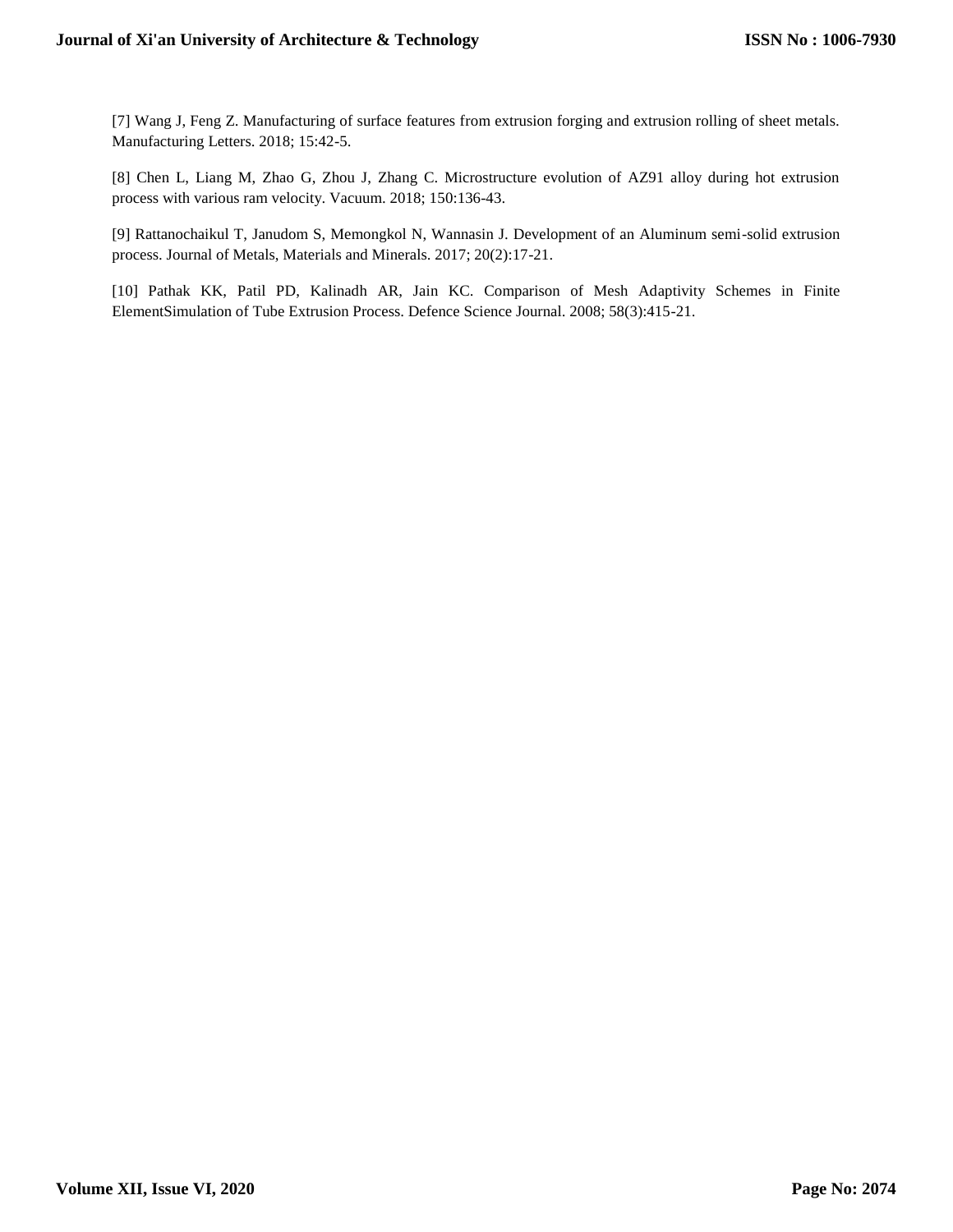[7] Wang J, Feng Z. Manufacturing of surface features from extrusion forging and extrusion rolling of sheet metals. Manufacturing Letters. 2018; 15:42-5.

[8] Chen L, Liang M, Zhao G, Zhou J, Zhang C. Microstructure evolution of AZ91 alloy during hot extrusion process with various ram velocity. Vacuum. 2018; 150:136-43.

[9] Rattanochaikul T, Janudom S, Memongkol N, Wannasin J. Development of an Aluminum semi-solid extrusion process. Journal of Metals, Materials and Minerals. 2017; 20(2):17-21.

[10] Pathak KK, Patil PD, Kalinadh AR, Jain KC. Comparison of Mesh Adaptivity Schemes in Finite ElementSimulation of Tube Extrusion Process. Defence Science Journal. 2008; 58(3):415-21.